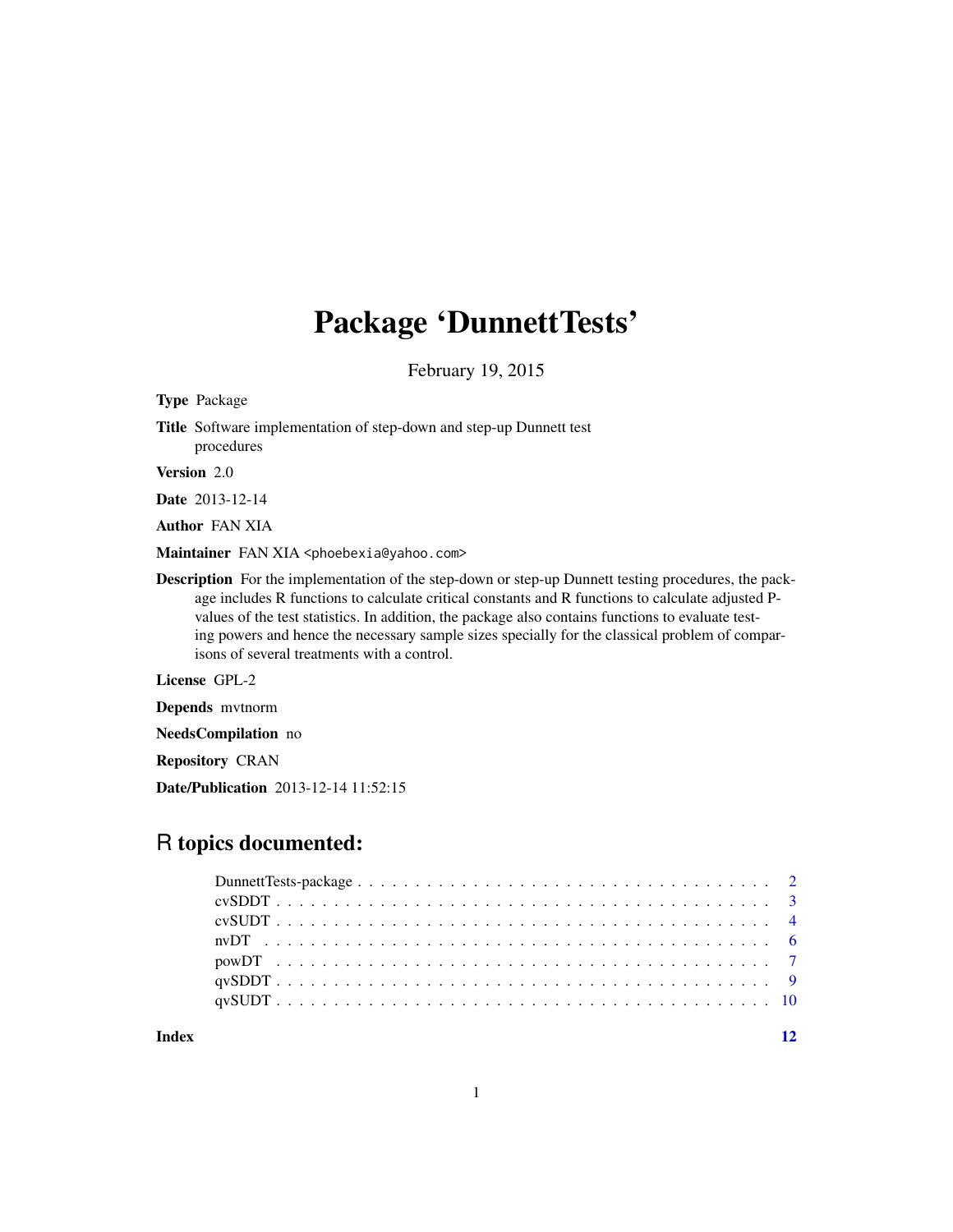# Package 'DunnettTests'

February 19, 2015

**Type** Package

**Title** Software implementation of step-down and step-up Dunnett test procedures

**Version** 2.0

**Date** 2013-12-14

**Author** FAN XIA

**Maintainer** FAN XIA <phoebexia@yahoo.com>

**Description** For the implementation of the step-down or step-up Dunnett testing procedures, the package includes R functions to calculate critical constants and R functions to calculate adjusted P-values of the test statistics. In addition, the package also contains functions to evaluate testing powers and hence the necessary sample sizes specially for the classical problem of comparisons of several treatments with a control.

**License** GPL-2

**Depends** mvtnorm

**NeedsCompilation** no

**Repository** CRAN

**Date/Publication** 2013-12-14 11:52:15

## R topics documented:

- DunnettTests-package . . . . . . . . . . . . . . . . . . . . . . . . . . . . . . . . . . . 2
- cvSDDT . . . . . . . . . . . . . . . . . . . . . . . . . . . . . . . . . . . . . . . . . . . 3
- cvSUDT . . . . . . . . . . . . . . . . . . . . . . . . . . . . . . . . . . . . . . . . . . . 4
- nvDT . . . . . . . . . . . . . . . . . . . . . . . . . . . . . . . . . . . . . . . . . . . . 6
- powDT . . . . . . . . . . . . . . . . . . . . . . . . . . . . . . . . . . . . . . . . . . . 7
- qvSDDT . . . . . . . . . . . . . . . . . . . . . . . . . . . . . . . . . . . . . . . . . . . 9
- qvSUDT . . . . . . . . . . . . . . . . . . . . . . . . . . . . . . . . . . . . . . . . . . . 10

**Index** 12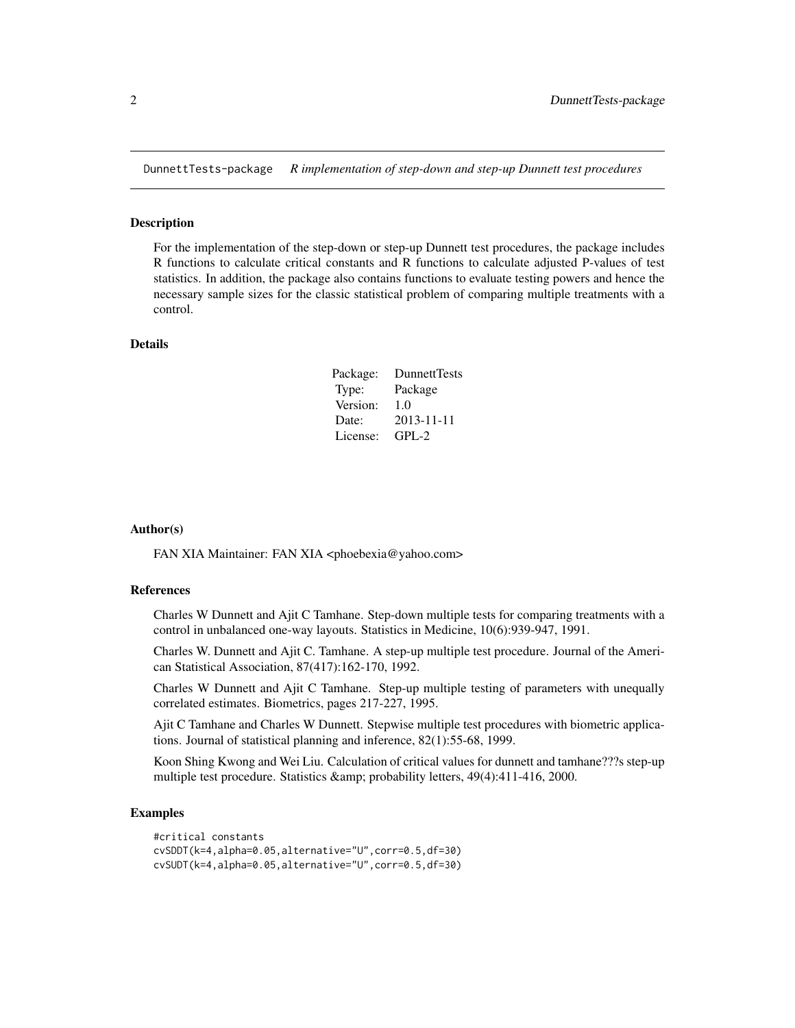DunnettTests-package *R implementation of step-down and step-up Dunnett test procedures*

## Description

For the implementation of the step-down or step-up Dunnett test procedures, the package includes R functions to calculate critical constants and R functions to calculate adjusted P-values of test statistics. In addition, the package also contains functions to evaluate testing powers and hence the necessary sample sizes for the classic statistical problem of comparing multiple treatments with a control.

## Details

| | |
|---|---|
| Package: | DunnettTests |
| Type: | Package |
| Version: | 1.0 |
| Date: | 2013-11-11 |
| License: | GPL-2 |

## Author(s)

FAN XIA Maintainer: FAN XIA <phoebexia@yahoo.com>

## References

Charles W Dunnett and Ajit C Tamhane. Step-down multiple tests for comparing treatments with a control in unbalanced one-way layouts. Statistics in Medicine, 10(6):939-947, 1991.

Charles W. Dunnett and Ajit C. Tamhane. A step-up multiple test procedure. Journal of the American Statistical Association, 87(417):162-170, 1992.

Charles W Dunnett and Ajit C Tamhane. Step-up multiple testing of parameters with unequally correlated estimates. Biometrics, pages 217-227, 1995.

Ajit C Tamhane and Charles W Dunnett. Stepwise multiple test procedures with biometric applications. Journal of statistical planning and inference, 82(1):55-68, 1999.

Koon Shing Kwong and Wei Liu. Calculation of critical values for dunnett and tamhane???s step-up multiple test procedure. Statistics &amp; probability letters, 49(4):411-416, 2000.

## Examples

```
#critical constants
cvSDDT(k=4,alpha=0.05,alternative="U",corr=0.5,df=30)
cvSUDT(k=4,alpha=0.05,alternative="U",corr=0.5,df=30)
```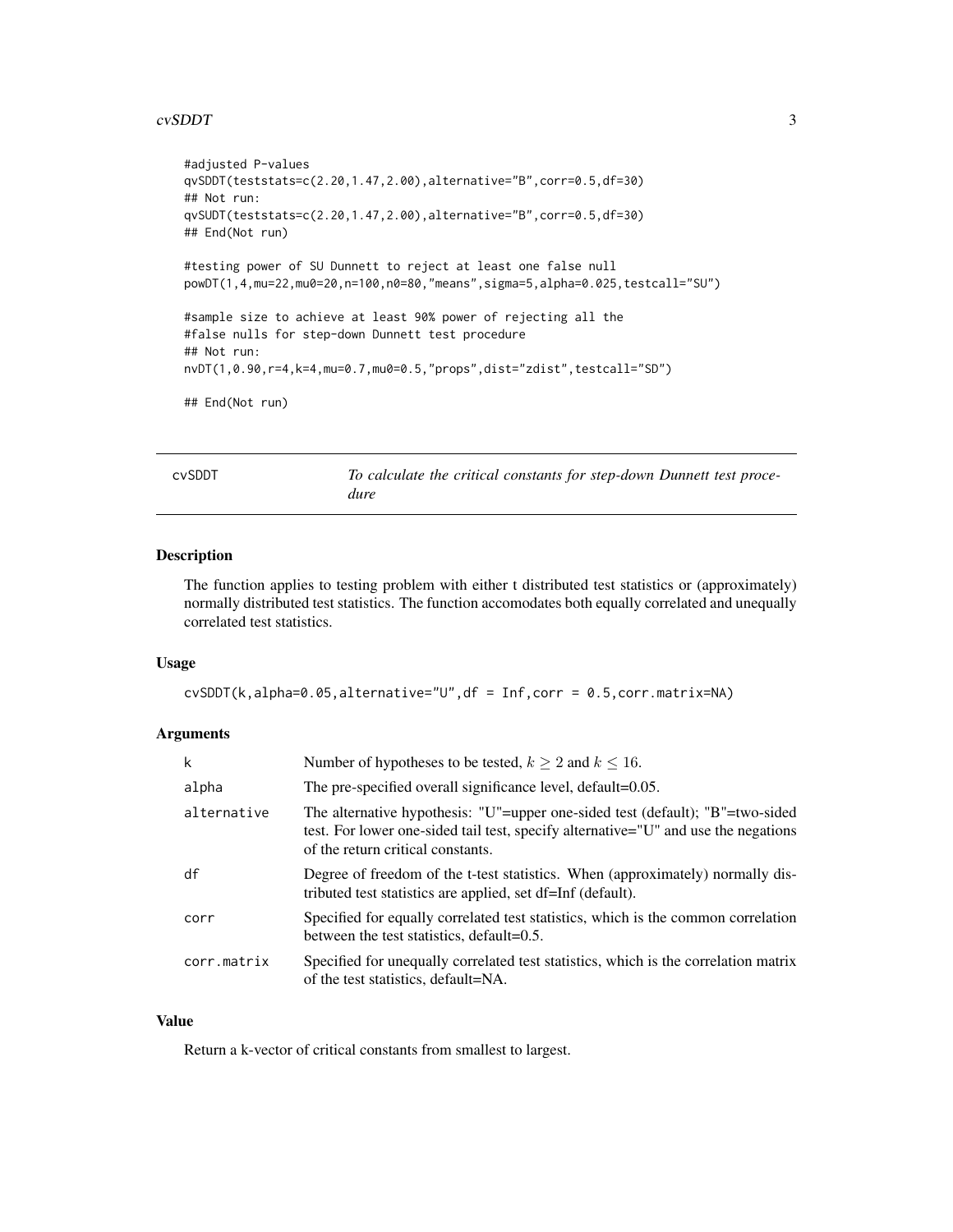```
#adjusted P-values
qvSDDT(teststats=c(2.20,1.47,2.00),alternative="B",corr=0.5,df=30)
## Not run:
qvSUDT(teststats=c(2.20,1.47,2.00),alternative="B",corr=0.5,df=30)
## End(Not run)

#testing power of SU Dunnett to reject at least one false null
powDT(1,4,mu=22,mu0=20,n=100,n0=80,"means",sigma=5,alpha=0.025,testcall="SU")

#sample size to achieve at least 90% power of rejecting all the
#false nulls for step-down Dunnett test procedure
## Not run:
nvDT(1,0.90,r=4,k=4,mu=0.7,mu0=0.5,"props",dist="zdist",testcall="SD")

## End(Not run)
```

---

## cvSDDT — *To calculate the critical constants for step-down Dunnett test procedure*

### Description

The function applies to testing problem with either t distributed test statistics or (approximately) normally distributed test statistics. The function accomodates both equally correlated and unequally correlated test statistics.

### Usage

```
cvSDDT(k,alpha=0.05,alternative="U",df = Inf,corr = 0.5,corr.matrix=NA)
```

### Arguments

| | |
|---|---|
| k | Number of hypotheses to be tested, $k \geq 2$ and $k \leq 16$. |
| alpha | The pre-specified overall significance level, default=0.05. |
| alternative | The alternative hypothesis: "U"=upper one-sided test (default); "B"=two-sided test. For lower one-sided tail test, specify alternative="U" and use the negations of the return critical constants. |
| df | Degree of freedom of the t-test statistics. When (approximately) normally distributed test statistics are applied, set df=Inf (default). |
| corr | Specified for equally correlated test statistics, which is the common correlation between the test statistics, default=0.5. |
| corr.matrix | Specified for unequally correlated test statistics, which is the correlation matrix of the test statistics, default=NA. |

### Value

Return a k-vector of critical constants from smallest to largest.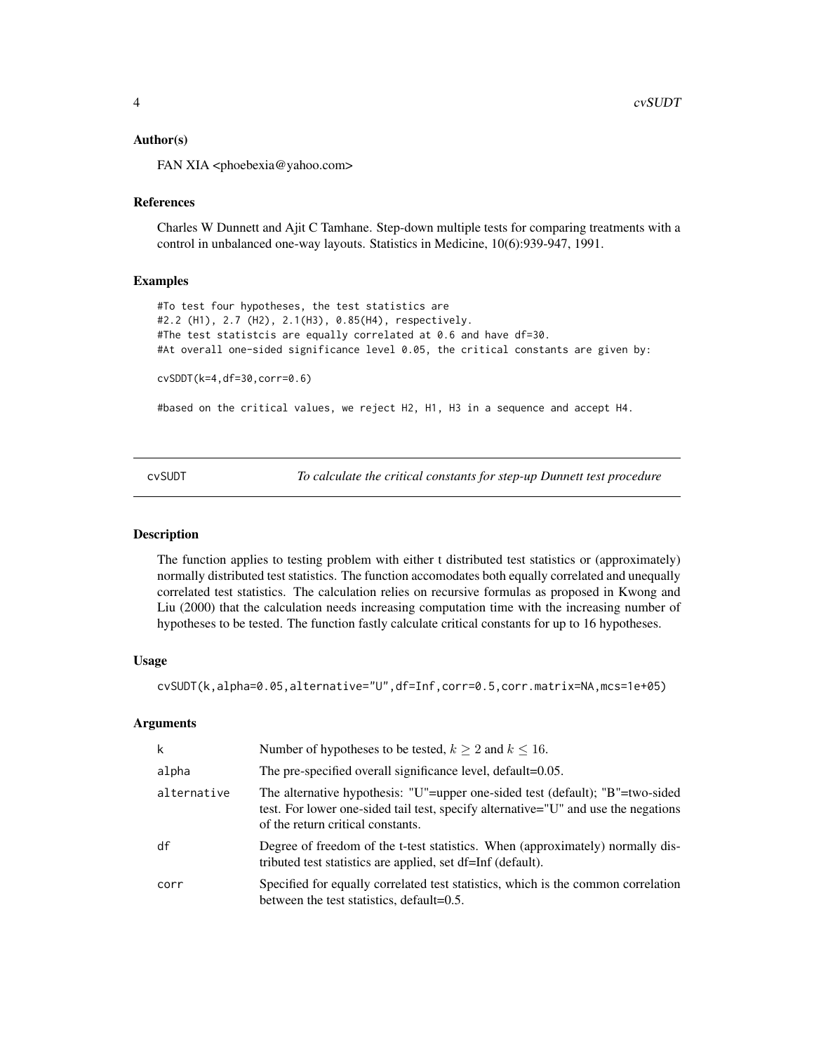### Author(s)

FAN XIA <phoebexia@yahoo.com>

### References

Charles W Dunnett and Ajit C Tamhane. Step-down multiple tests for comparing treatments with a control in unbalanced one-way layouts. Statistics in Medicine, 10(6):939-947, 1991.

### Examples

```
#To test four hypotheses, the test statistics are
#2.2 (H1), 2.7 (H2), 2.1(H3), 0.85(H4), respectively.
#The test statistcis are equally correlated at 0.6 and have df=30.
#At overall one-sided significance level 0.05, the critical constants are given by:

cvSDDT(k=4,df=30,corr=0.6)

#based on the critical values, we reject H2, H1, H3 in a sequence and accept H4.
```

---

## cvSUDT — *To calculate the critical constants for step-up Dunnett test procedure*

### Description

The function applies to testing problem with either t distributed test statistics or (approximately) normally distributed test statistics. The function accomodates both equally correlated and unequally correlated test statistics. The calculation relies on recursive formulas as proposed in Kwong and Liu (2000) that the calculation needs increasing computation time with the increasing number of hypotheses to be tested. The function fastly calculate critical constants for up to 16 hypotheses.

### Usage

```
cvSUDT(k,alpha=0.05,alternative="U",df=Inf,corr=0.5,corr.matrix=NA,mcs=1e+05)
```

### Arguments

| | |
|---|---|
| k | Number of hypotheses to be tested, $k \geq 2$ and $k \leq 16$. |
| alpha | The pre-specified overall significance level, default=0.05. |
| alternative | The alternative hypothesis: "U"=upper one-sided test (default); "B"=two-sided test. For lower one-sided tail test, specify alternative="U" and use the negations of the return critical constants. |
| df | Degree of freedom of the t-test statistics. When (approximately) normally distributed test statistics are applied, set df=Inf (default). |
| corr | Specified for equally correlated test statistics, which is the common correlation between the test statistics, default=0.5. |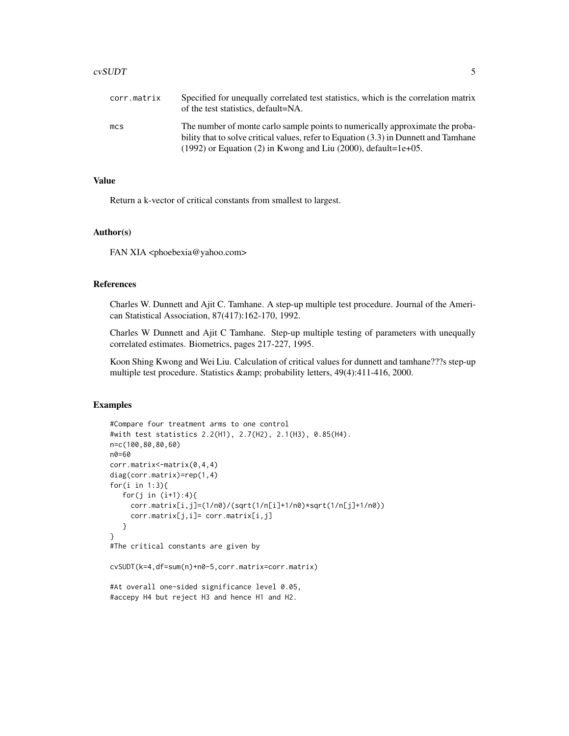| | |
|---|---|
| corr.matrix | Specified for unequally correlated test statistics, which is the correlation matrix of the test statistics, default=NA. |
| mcs | The number of monte carlo sample points to numerically approximate the probability that to solve critical values, refer to Equation (3.3) in Dunnett and Tamhane (1992) or Equation (2) in Kwong and Liu (2000), default=1e+05. |

## Value

Return a k-vector of critical constants from smallest to largest.

## Author(s)

FAN XIA <phoebexia@yahoo.com>

## References

Charles W. Dunnett and Ajit C. Tamhane. A step-up multiple test procedure. Journal of the American Statistical Association, 87(417):162-170, 1992.

Charles W Dunnett and Ajit C Tamhane. Step-up multiple testing of parameters with unequally correlated estimates. Biometrics, pages 217-227, 1995.

Koon Shing Kwong and Wei Liu. Calculation of critical values for dunnett and tamhane???s step-up multiple test procedure. Statistics &amp; probability letters, 49(4):411-416, 2000.

## Examples

```
#Compare four treatment arms to one control
#with test statistics 2.2(H1), 2.7(H2), 2.1(H3), 0.85(H4).
n=c(100,80,80,60)
n0=60
corr.matrix<-matrix(0,4,4)
diag(corr.matrix)=rep(1,4)
for(i in 1:3){
   for(j in (i+1):4){
     corr.matrix[i,j]=(1/n0)/(sqrt(1/n[i]+1/n0)*sqrt(1/n[j]+1/n0))
     corr.matrix[j,i]= corr.matrix[i,j]
   }
}
#The critical constants are given by

cvSUDT(k=4,df=sum(n)+n0-5,corr.matrix=corr.matrix)

#At overall one-sided significance level 0.05,
#accepy H4 but reject H3 and hence H1 and H2.
```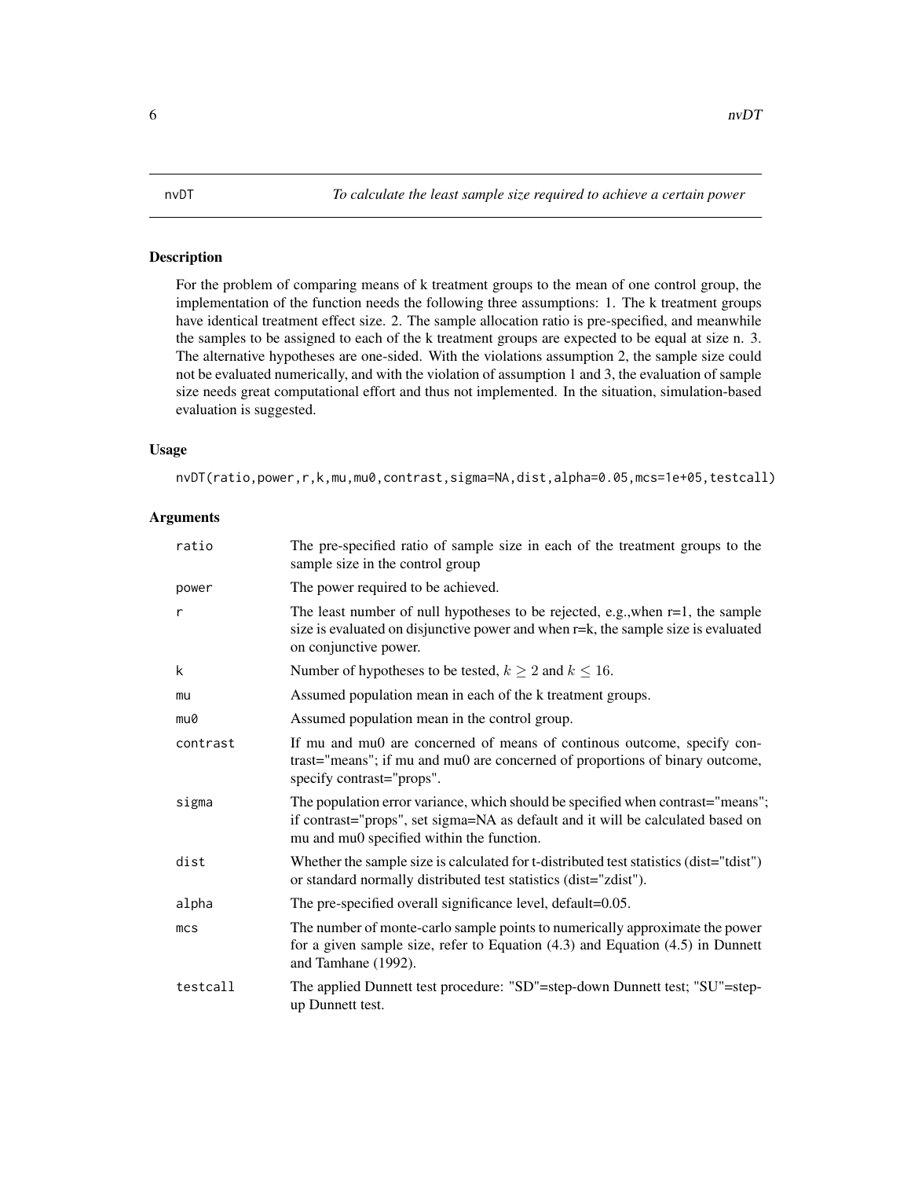nvDT *To calculate the least sample size required to achieve a certain power*

## Description

For the problem of comparing means of k treatment groups to the mean of one control group, the implementation of the function needs the following three assumptions: 1. The k treatment groups have identical treatment effect size. 2. The sample allocation ratio is pre-specified, and meanwhile the samples to be assigned to each of the k treatment groups are expected to be equal at size n. 3. The alternative hypotheses are one-sided. With the violations assumption 2, the sample size could not be evaluated numerically, and with the violation of assumption 1 and 3, the evaluation of sample size needs great computational effort and thus not implemented. In the situation, simulation-based evaluation is suggested.

## Usage

```
nvDT(ratio,power,r,k,mu,mu0,contrast,sigma=NA,dist,alpha=0.05,mcs=1e+05,testcall)
```

## Arguments

| | |
|---|---|
| ratio | The pre-specified ratio of sample size in each of the treatment groups to the sample size in the control group |
| power | The power required to be achieved. |
| r | The least number of null hypotheses to be rejected, e.g.,when r=1, the sample size is evaluated on disjunctive power and when r=k, the sample size is evaluated on conjunctive power. |
| k | Number of hypotheses to be tested, $k \geq 2$ and $k \leq 16$. |
| mu | Assumed population mean in each of the k treatment groups. |
| mu0 | Assumed population mean in the control group. |
| contrast | If mu and mu0 are concerned of means of continous outcome, specify contrast="means"; if mu and mu0 are concerned of proportions of binary outcome, specify contrast="props". |
| sigma | The population error variance, which should be specified when contrast="means"; if contrast="props", set sigma=NA as default and it will be calculated based on mu and mu0 specified within the function. |
| dist | Whether the sample size is calculated for t-distributed test statistics (dist="tdist") or standard normally distributed test statistics (dist="zdist"). |
| alpha | The pre-specified overall significance level, default=0.05. |
| mcs | The number of monte-carlo sample points to numerically approximate the power for a given sample size, refer to Equation (4.3) and Equation (4.5) in Dunnett and Tamhane (1992). |
| testcall | The applied Dunnett test procedure: "SD"=step-down Dunnett test; "SU"=step-up Dunnett test. |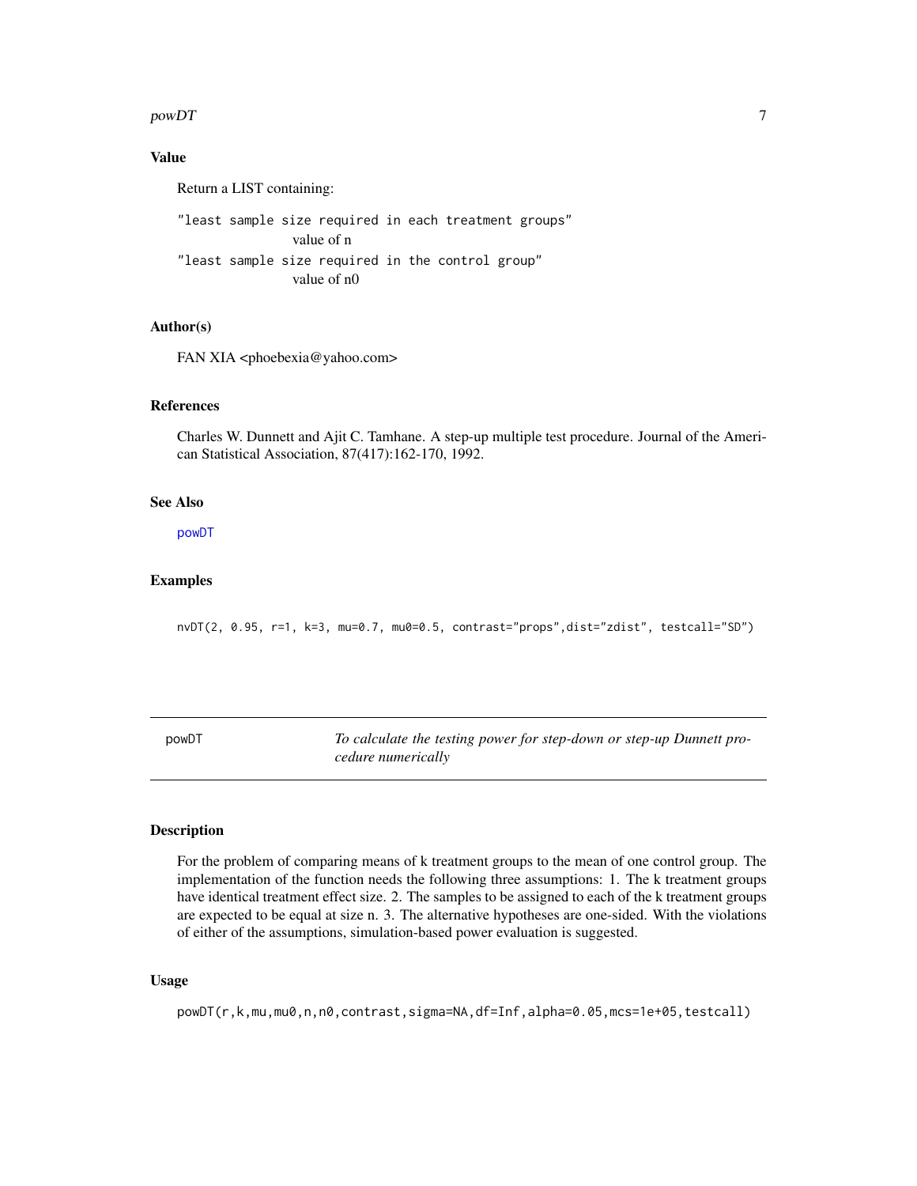## Value

Return a LIST containing:

"least sample size required in each treatment groups"
: value of n

"least sample size required in the control group"
: value of n0

## Author(s)

FAN XIA <phoebexia@yahoo.com>

## References

Charles W. Dunnett and Ajit C. Tamhane. A step-up multiple test procedure. Journal of the American Statistical Association, 87(417):162-170, 1992.

## See Also

powDT

## Examples

```
nvDT(2, 0.95, r=1, k=3, mu=0.7, mu0=0.5, contrast="props",dist="zdist", testcall="SD")
```

---

# powDT — *To calculate the testing power for step-down or step-up Dunnett procedure numerically*

## Description

For the problem of comparing means of k treatment groups to the mean of one control group. The implementation of the function needs the following three assumptions: 1. The k treatment groups have identical treatment effect size. 2. The samples to be assigned to each of the k treatment groups are expected to be equal at size n. 3. The alternative hypotheses are one-sided. With the violations of either of the assumptions, simulation-based power evaluation is suggested.

## Usage

```
powDT(r,k,mu,mu0,n,n0,contrast,sigma=NA,df=Inf,alpha=0.05,mcs=1e+05,testcall)
```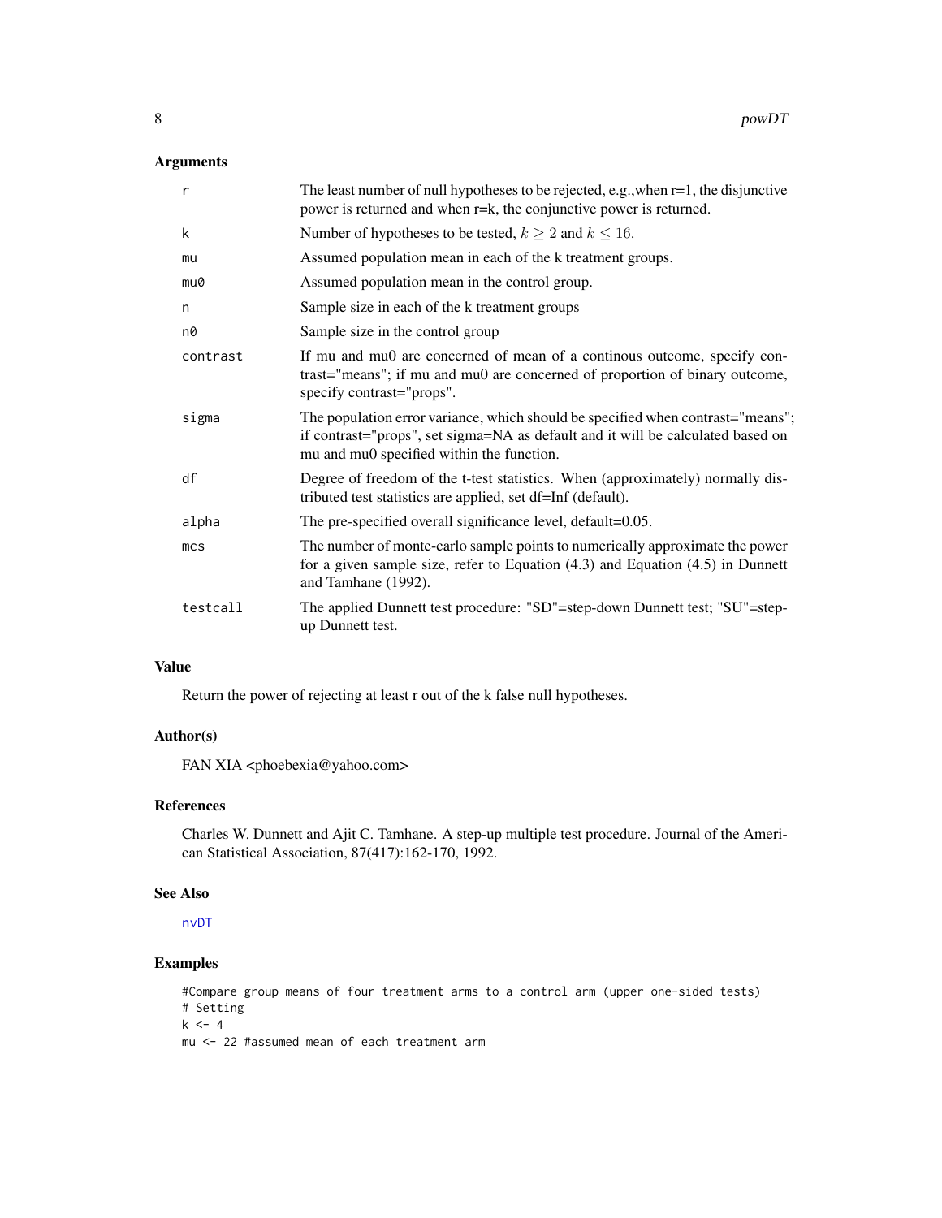## Arguments

| | |
|---|---|
| r | The least number of null hypotheses to be rejected, e.g.,when r=1, the disjunctive power is returned and when r=k, the conjunctive power is returned. |
| k | Number of hypotheses to be tested, $k \geq 2$ and $k \leq 16$. |
| mu | Assumed population mean in each of the k treatment groups. |
| mu0 | Assumed population mean in the control group. |
| n | Sample size in each of the k treatment groups |
| n0 | Sample size in the control group |
| contrast | If mu and mu0 are concerned of mean of a continous outcome, specify contrast="means"; if mu and mu0 are concerned of proportion of binary outcome, specify contrast="props". |
| sigma | The population error variance, which should be specified when contrast="means"; if contrast="props", set sigma=NA as default and it will be calculated based on mu and mu0 specified within the function. |
| df | Degree of freedom of the t-test statistics. When (approximately) normally distributed test statistics are applied, set df=Inf (default). |
| alpha | The pre-specified overall significance level, default=0.05. |
| mcs | The number of monte-carlo sample points to numerically approximate the power for a given sample size, refer to Equation (4.3) and Equation (4.5) in Dunnett and Tamhane (1992). |
| testcall | The applied Dunnett test procedure: "SD"=step-down Dunnett test; "SU"=step-up Dunnett test. |

## Value

Return the power of rejecting at least r out of the k false null hypotheses.

## Author(s)

FAN XIA <phoebexia@yahoo.com>

## References

Charles W. Dunnett and Ajit C. Tamhane. A step-up multiple test procedure. Journal of the American Statistical Association, 87(417):162-170, 1992.

## See Also

nvDT

## Examples

```
#Compare group means of four treatment arms to a control arm (upper one-sided tests)
# Setting
k <- 4
mu <- 22 #assumed mean of each treatment arm
```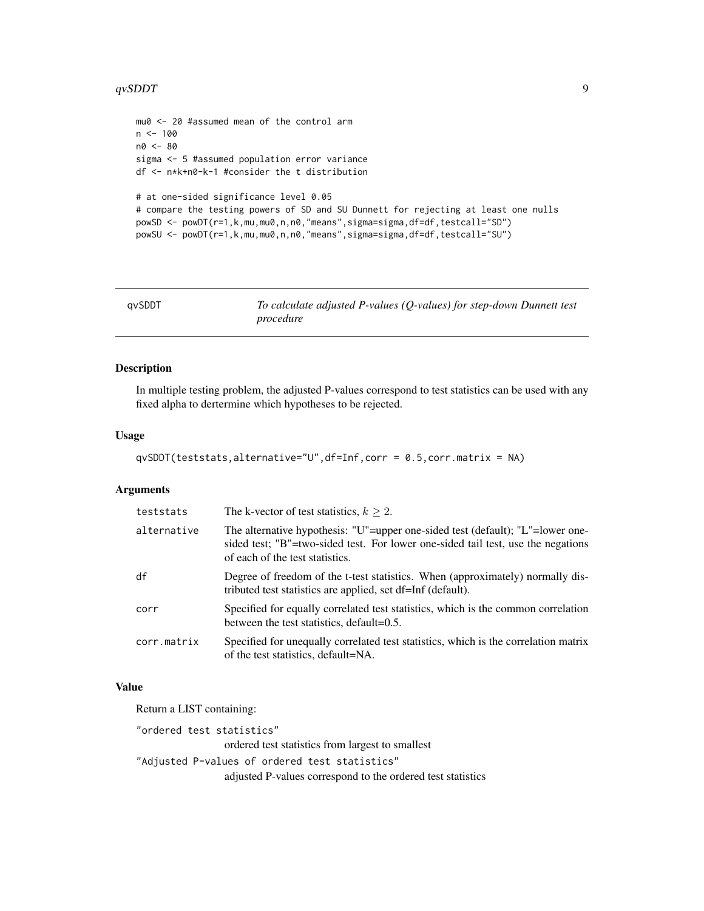```
mu0 <- 20 #assumed mean of the control arm
n <- 100
n0 <- 80
sigma <- 5 #assumed population error variance
df <- n*k+n0-k-1 #consider the t distribution

# at one-sided significance level 0.05
# compare the testing powers of SD and SU Dunnett for rejecting at least one nulls
powSD <- powDT(r=1,k,mu,mu0,n,n0,"means",sigma=sigma,df=df,testcall="SD")
powSU <- powDT(r=1,k,mu,mu0,n,n0,"means",sigma=sigma,df=df,testcall="SU")
```

---

## qvSDDT — *To calculate adjusted P-values (Q-values) for step-down Dunnett test procedure*

---

### Description

In multiple testing problem, the adjusted P-values correspond to test statistics can be used with any fixed alpha to dertermine which hypotheses to be rejected.

### Usage

```
qvSDDT(teststats,alternative="U",df=Inf,corr = 0.5,corr.matrix = NA)
```

### Arguments

| | |
|---|---|
| `teststats` | The k-vector of test statistics, $k \geq 2$. |
| `alternative` | The alternative hypothesis: "U"=upper one-sided test (default); "L"=lower one-sided test; "B"=two-sided test. For lower one-sided tail test, use the negations of each of the test statistics. |
| `df` | Degree of freedom of the t-test statistics. When (approximately) normally distributed test statistics are applied, set df=Inf (default). |
| `corr` | Specified for equally correlated test statistics, which is the common correlation between the test statistics, default=0.5. |
| `corr.matrix` | Specified for unequally correlated test statistics, which is the correlation matrix of the test statistics, default=NA. |

### Value

Return a LIST containing:

`"ordered test statistics"`
: ordered test statistics from largest to smallest

`"Adjusted P-values of ordered test statistics"`
: adjusted P-values correspond to the ordered test statistics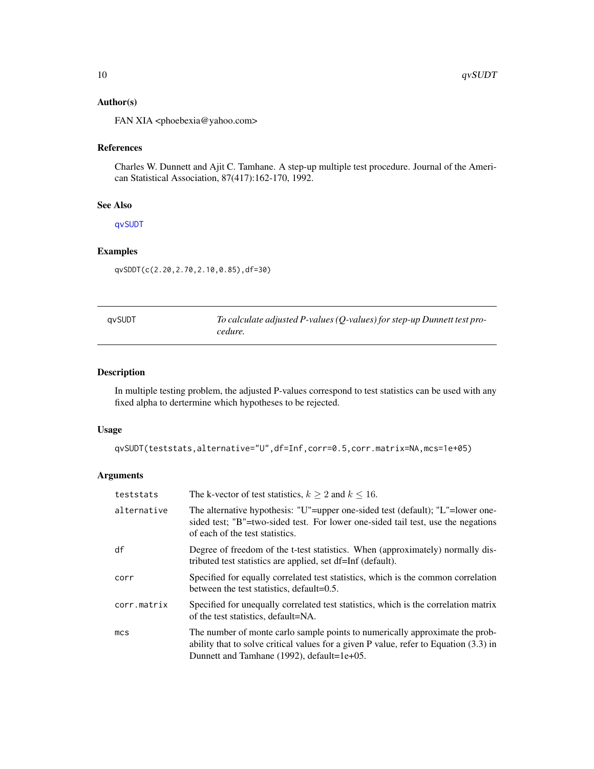### Author(s)

FAN XIA <phoebexia@yahoo.com>

### References

Charles W. Dunnett and Ajit C. Tamhane. A step-up multiple test procedure. Journal of the American Statistical Association, 87(417):162-170, 1992.

### See Also

`qvSUDT`

### Examples

```
qvSDDT(c(2.20,2.70,2.10,0.85),df=30)
```

---

## qvSUDT — *To calculate adjusted P-values (Q-values) for step-up Dunnett test procedure.*

---

### Description

In multiple testing problem, the adjusted P-values correspond to test statistics can be used with any fixed alpha to dertermine which hypotheses to be rejected.

### Usage

```
qvSUDT(teststats,alternative="U",df=Inf,corr=0.5,corr.matrix=NA,mcs=1e+05)
```

### Arguments

| | |
|---|---|
| `teststats` | The k-vector of test statistics, $k \geq 2$ and $k \leq 16$. |
| `alternative` | The alternative hypothesis: "U"=upper one-sided test (default); "L"=lower one-sided test; "B"=two-sided test. For lower one-sided tail test, use the negations of each of the test statistics. |
| `df` | Degree of freedom of the t-test statistics. When (approximately) normally distributed test statistics are applied, set df=Inf (default). |
| `corr` | Specified for equally correlated test statistics, which is the common correlation between the test statistics, default=0.5. |
| `corr.matrix` | Specified for unequally correlated test statistics, which is the correlation matrix of the test statistics, default=NA. |
| `mcs` | The number of monte carlo sample points to numerically approximate the probability that to solve critical values for a given P value, refer to Equation (3.3) in Dunnett and Tamhane (1992), default=1e+05. |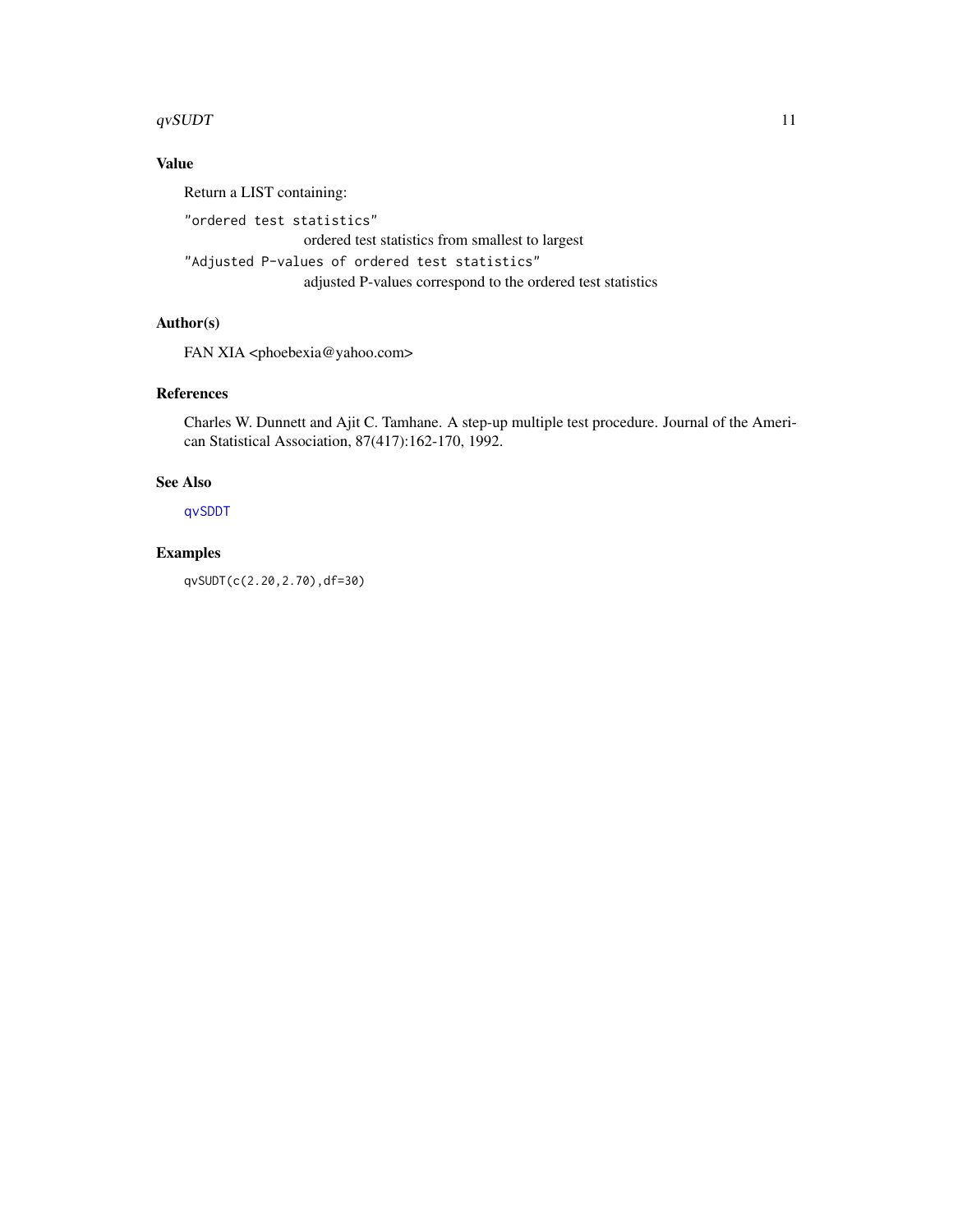## Value

Return a LIST containing:

`"ordered test statistics"`
: ordered test statistics from smallest to largest

`"Adjusted P-values of ordered test statistics"`
: adjusted P-values correspond to the ordered test statistics

## Author(s)

FAN XIA <phoebexia@yahoo.com>

## References

Charles W. Dunnett and Ajit C. Tamhane. A step-up multiple test procedure. Journal of the American Statistical Association, 87(417):162-170, 1992.

## See Also

`qvSDDT`

## Examples

```
qvSUDT(c(2.20,2.70),df=30)
```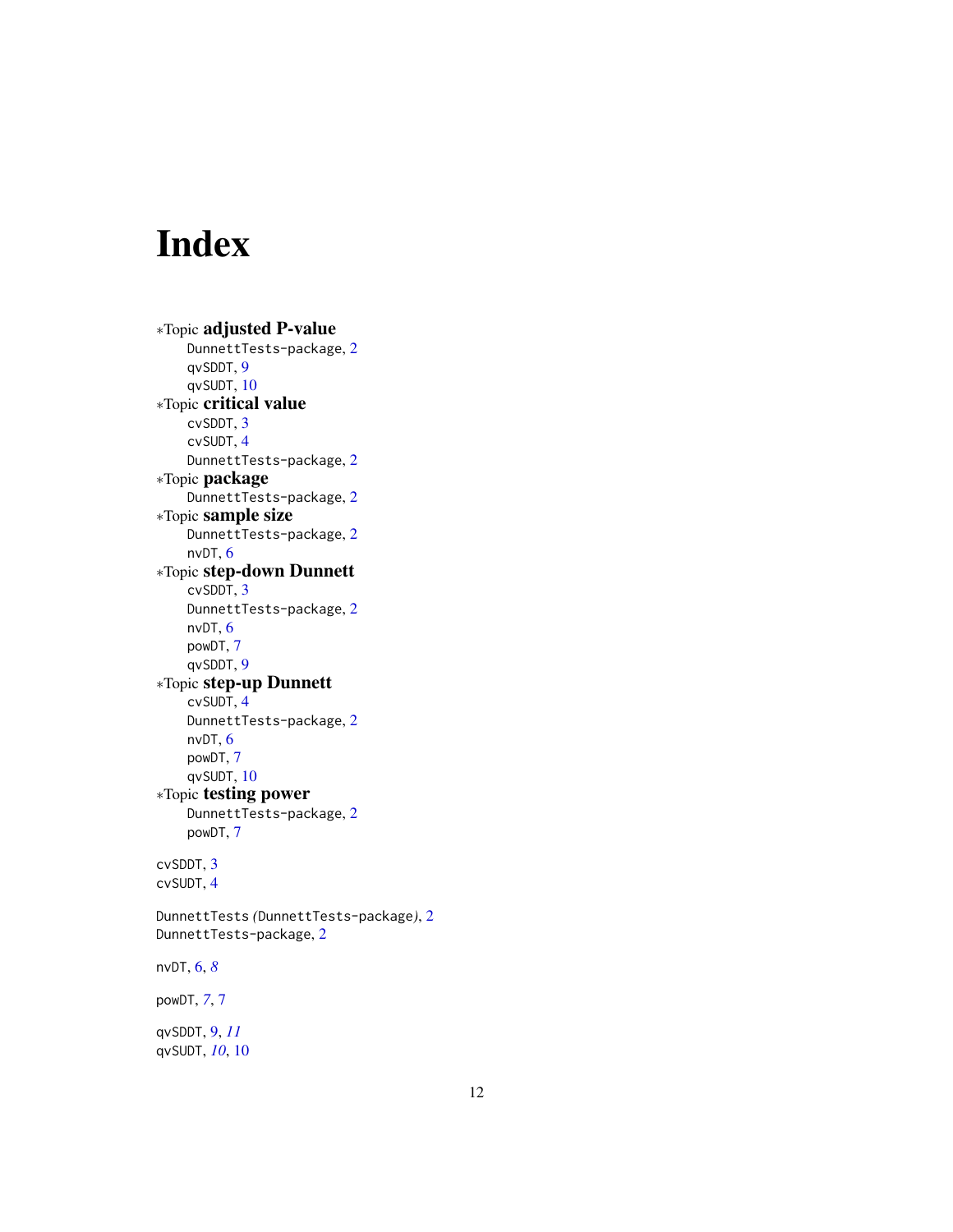# Index

∗Topic **adjusted P-value**
- DunnettTests-package, 2
- qvSDDT, 9
- qvSUDT, 10

∗Topic **critical value**
- cvSDDT, 3
- cvSUDT, 4
- DunnettTests-package, 2

∗Topic **package**
- DunnettTests-package, 2

∗Topic **sample size**
- DunnettTests-package, 2
- nvDT, 6

∗Topic **step-down Dunnett**
- cvSDDT, 3
- DunnettTests-package, 2
- nvDT, 6
- powDT, 7
- qvSDDT, 9

∗Topic **step-up Dunnett**
- cvSUDT, 4
- DunnettTests-package, 2
- nvDT, 6
- powDT, 7
- qvSUDT, 10

∗Topic **testing power**
- DunnettTests-package, 2
- powDT, 7

cvSDDT, 3
cvSUDT, 4

DunnettTests *(*DunnettTests-package*)*, 2
DunnettTests-package, 2

nvDT, 6, *8*

powDT, *7*, 7

qvSDDT, 9, *11*
qvSUDT, *10*, 10